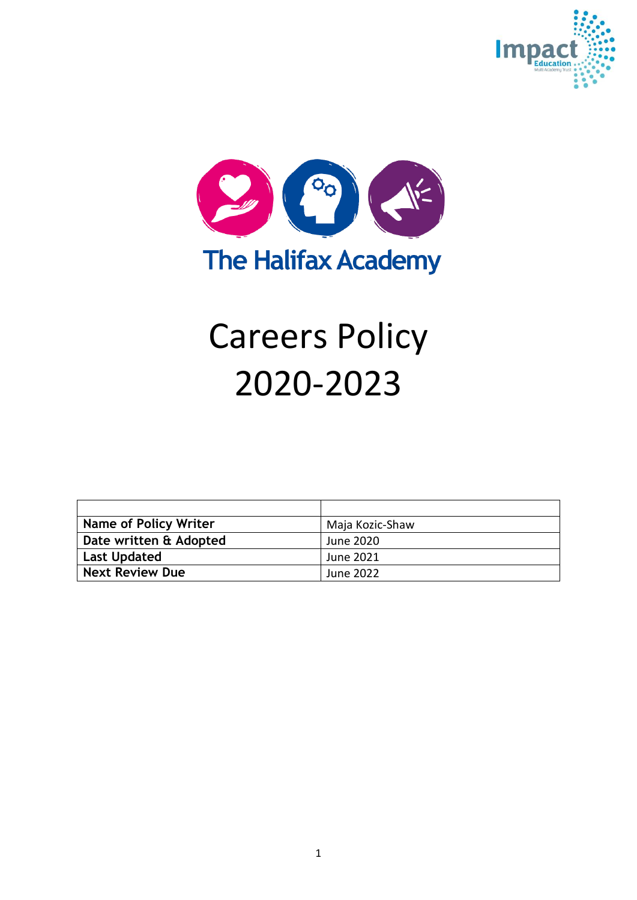The Halifax Academy

# Careers Policy 2020-2023

| | |
|---|---|
| **Name of Policy Writer** | Maja Kozic-Shaw |
| **Date written & Adopted** | June 2020 |
| **Last Updated** | June 2021 |
| **Next Review Due** | June 2022 |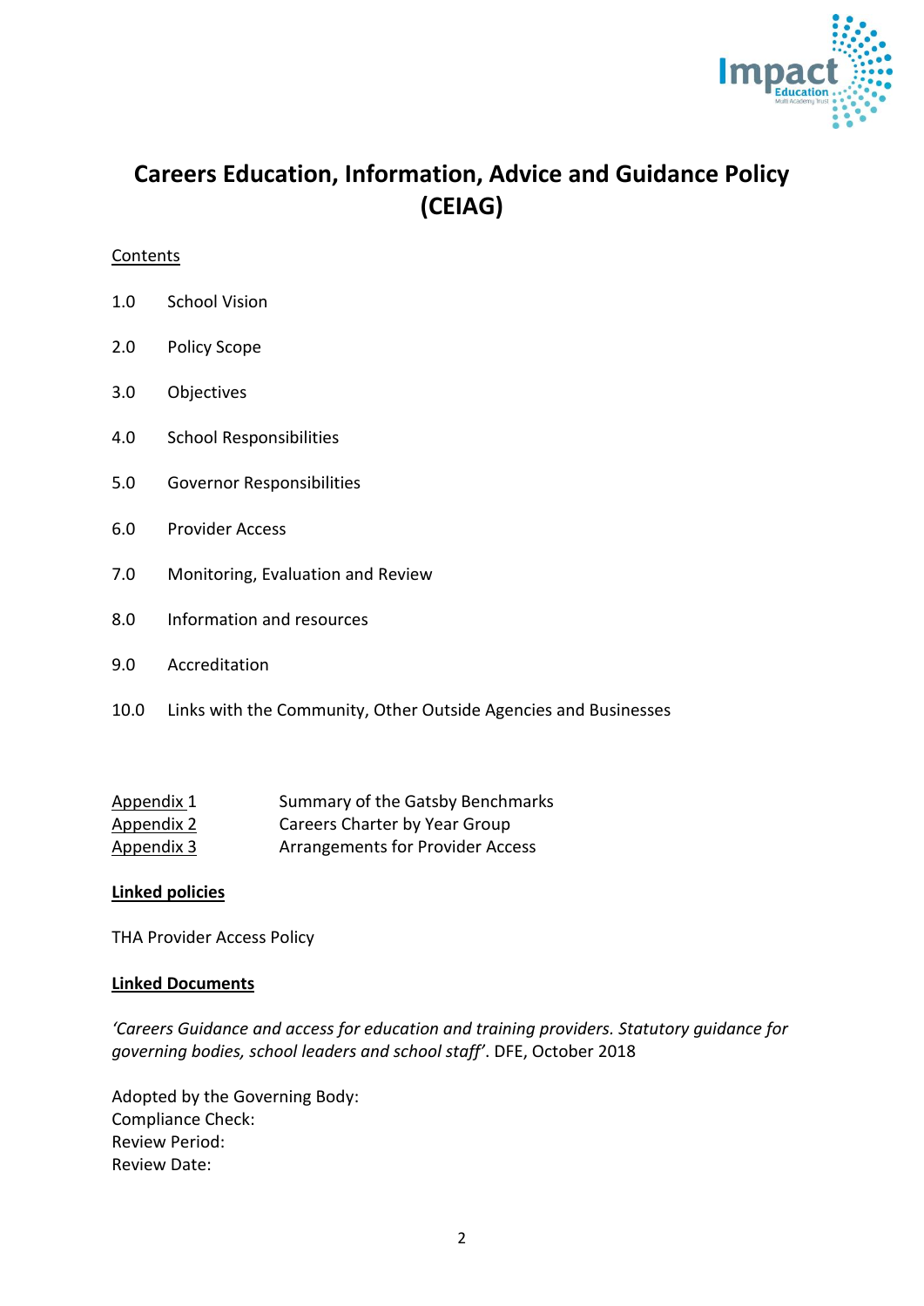# Careers Education, Information, Advice and Guidance Policy (CEIAG)

Contents

1.0 School Vision

2.0 Policy Scope

3.0 Objectives

4.0 School Responsibilities

5.0 Governor Responsibilities

6.0 Provider Access

7.0 Monitoring, Evaluation and Review

8.0 Information and resources

9.0 Accreditation

10.0 Links with the Community, Other Outside Agencies and Businesses

| | |
|---|---|
| Appendix 1 | Summary of the Gatsby Benchmarks |
| Appendix 2 | Careers Charter by Year Group |
| Appendix 3 | Arrangements for Provider Access |

**Linked policies**

THA Provider Access Policy

**Linked Documents**

*'Careers Guidance and access for education and training providers. Statutory guidance for governing bodies, school leaders and school staff'*. DFE, October 2018

Adopted by the Governing Body:
Compliance Check:
Review Period:
Review Date: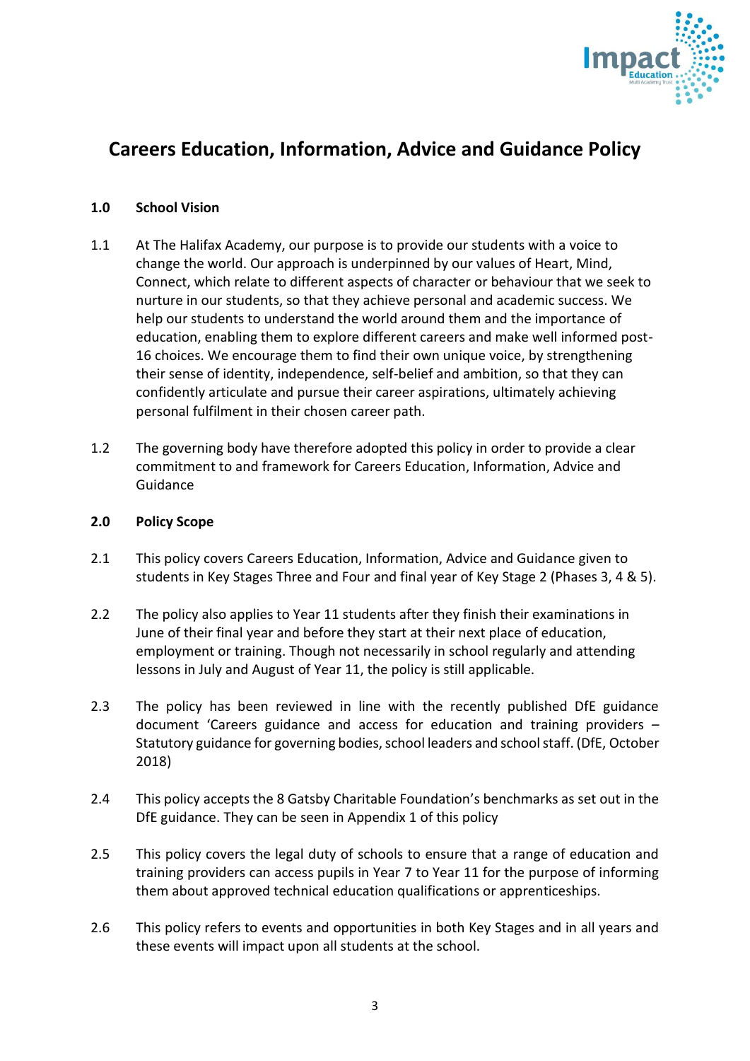# Careers Education, Information, Advice and Guidance Policy

## 1.0 School Vision

1.1 At The Halifax Academy, our purpose is to provide our students with a voice to change the world. Our approach is underpinned by our values of Heart, Mind, Connect, which relate to different aspects of character or behaviour that we seek to nurture in our students, so that they achieve personal and academic success. We help our students to understand the world around them and the importance of education, enabling them to explore different careers and make well informed post-16 choices. We encourage them to find their own unique voice, by strengthening their sense of identity, independence, self-belief and ambition, so that they can confidently articulate and pursue their career aspirations, ultimately achieving personal fulfilment in their chosen career path.

1.2 The governing body have therefore adopted this policy in order to provide a clear commitment to and framework for Careers Education, Information, Advice and Guidance

## 2.0 Policy Scope

2.1 This policy covers Careers Education, Information, Advice and Guidance given to students in Key Stages Three and Four and final year of Key Stage 2 (Phases 3, 4 & 5).

2.2 The policy also applies to Year 11 students after they finish their examinations in June of their final year and before they start at their next place of education, employment or training. Though not necessarily in school regularly and attending lessons in July and August of Year 11, the policy is still applicable.

2.3 The policy has been reviewed in line with the recently published DfE guidance document 'Careers guidance and access for education and training providers – Statutory guidance for governing bodies, school leaders and school staff. (DfE, October 2018)

2.4 This policy accepts the 8 Gatsby Charitable Foundation's benchmarks as set out in the DfE guidance. They can be seen in Appendix 1 of this policy

2.5 This policy covers the legal duty of schools to ensure that a range of education and training providers can access pupils in Year 7 to Year 11 for the purpose of informing them about approved technical education qualifications or apprenticeships.

2.6 This policy refers to events and opportunities in both Key Stages and in all years and these events will impact upon all students at the school.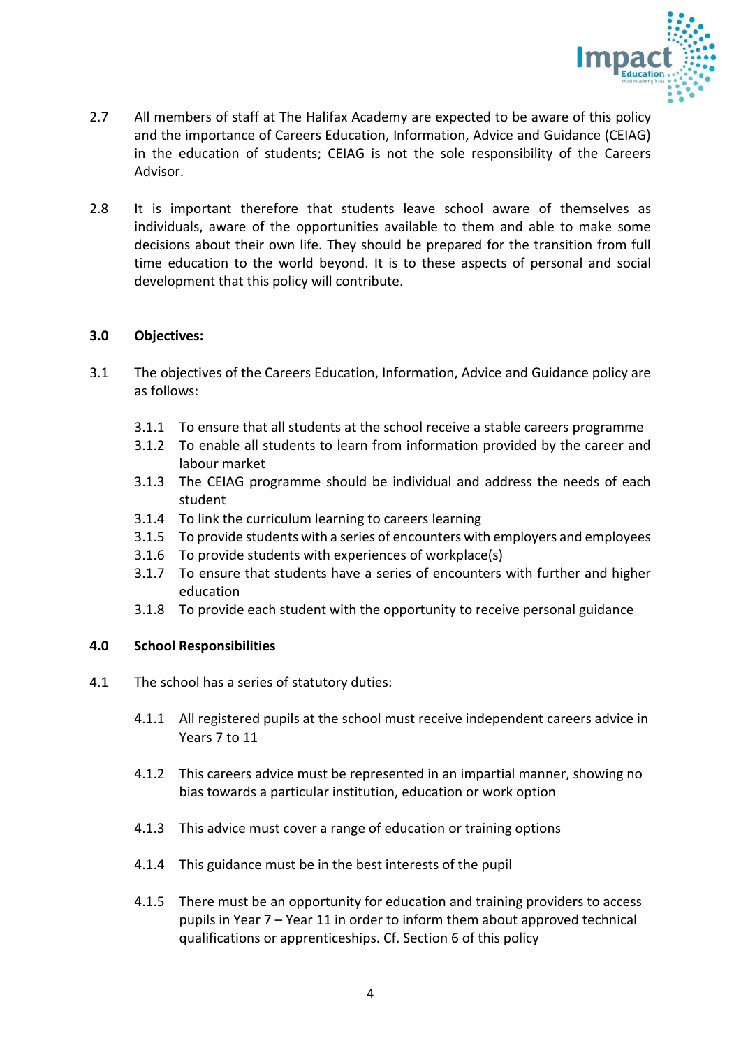2.7 All members of staff at The Halifax Academy are expected to be aware of this policy and the importance of Careers Education, Information, Advice and Guidance (CEIAG) in the education of students; CEIAG is not the sole responsibility of the Careers Advisor.

2.8 It is important therefore that students leave school aware of themselves as individuals, aware of the opportunities available to them and able to make some decisions about their own life. They should be prepared for the transition from full time education to the world beyond. It is to these aspects of personal and social development that this policy will contribute.

## 3.0 Objectives:

3.1 The objectives of the Careers Education, Information, Advice and Guidance policy are as follows:

- 3.1.1 To ensure that all students at the school receive a stable careers programme
- 3.1.2 To enable all students to learn from information provided by the career and labour market
- 3.1.3 The CEIAG programme should be individual and address the needs of each student
- 3.1.4 To link the curriculum learning to careers learning
- 3.1.5 To provide students with a series of encounters with employers and employees
- 3.1.6 To provide students with experiences of workplace(s)
- 3.1.7 To ensure that students have a series of encounters with further and higher education
- 3.1.8 To provide each student with the opportunity to receive personal guidance

## 4.0 School Responsibilities

4.1 The school has a series of statutory duties:

- 4.1.1 All registered pupils at the school must receive independent careers advice in Years 7 to 11

- 4.1.2 This careers advice must be represented in an impartial manner, showing no bias towards a particular institution, education or work option

- 4.1.3 This advice must cover a range of education or training options

- 4.1.4 This guidance must be in the best interests of the pupil

- 4.1.5 There must be an opportunity for education and training providers to access pupils in Year 7 – Year 11 in order to inform them about approved technical qualifications or apprenticeships. Cf. Section 6 of this policy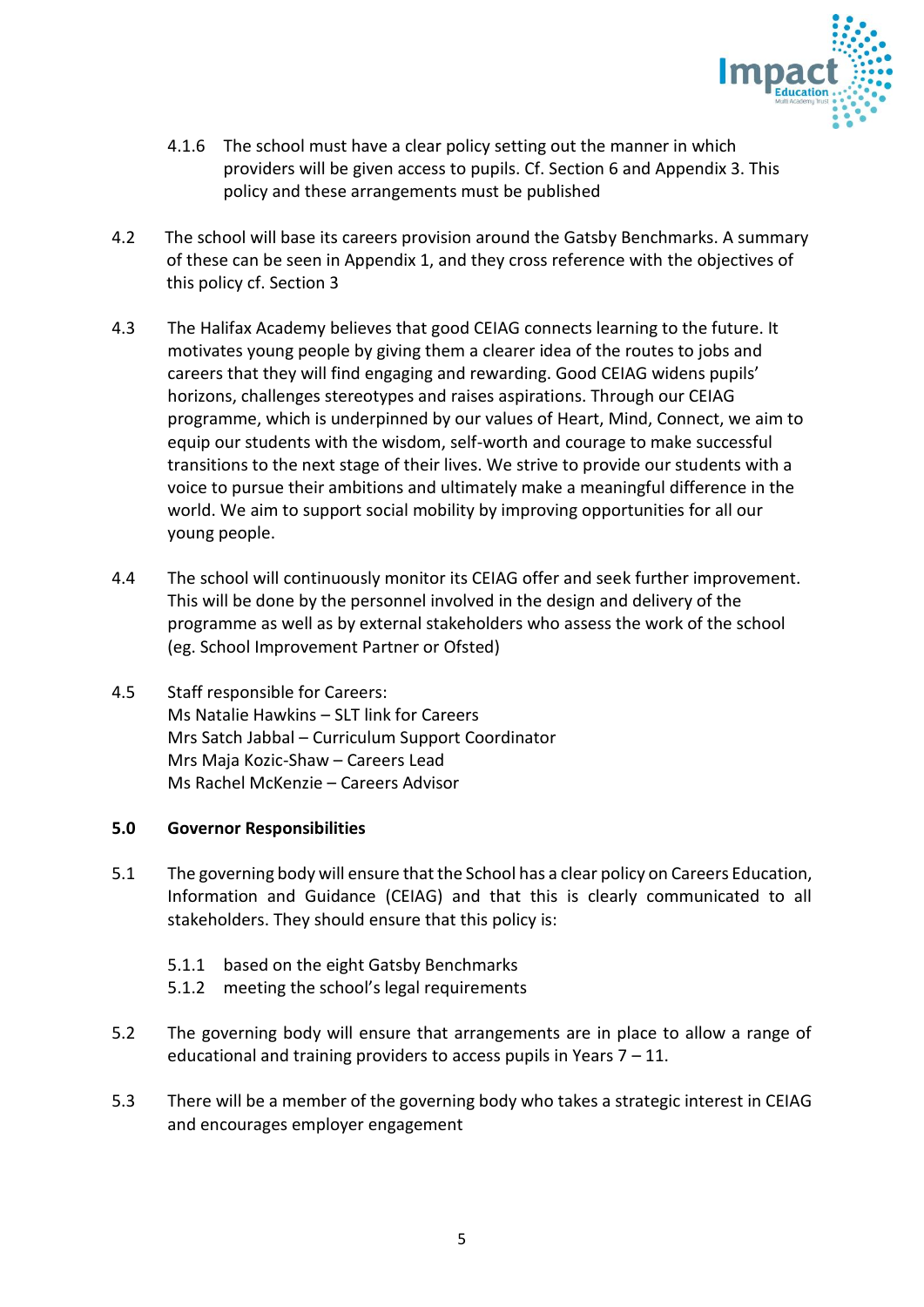4.1.6 The school must have a clear policy setting out the manner in which providers will be given access to pupils. Cf. Section 6 and Appendix 3. This policy and these arrangements must be published

4.2 The school will base its careers provision around the Gatsby Benchmarks. A summary of these can be seen in Appendix 1, and they cross reference with the objectives of this policy cf. Section 3

4.3 The Halifax Academy believes that good CEIAG connects learning to the future. It motivates young people by giving them a clearer idea of the routes to jobs and careers that they will find engaging and rewarding. Good CEIAG widens pupils' horizons, challenges stereotypes and raises aspirations. Through our CEIAG programme, which is underpinned by our values of Heart, Mind, Connect, we aim to equip our students with the wisdom, self-worth and courage to make successful transitions to the next stage of their lives. We strive to provide our students with a voice to pursue their ambitions and ultimately make a meaningful difference in the world. We aim to support social mobility by improving opportunities for all our young people.

4.4 The school will continuously monitor its CEIAG offer and seek further improvement. This will be done by the personnel involved in the design and delivery of the programme as well as by external stakeholders who assess the work of the school (eg. School Improvement Partner or Ofsted)

4.5 Staff responsible for Careers:
Ms Natalie Hawkins – SLT link for Careers
Mrs Satch Jabbal – Curriculum Support Coordinator
Mrs Maja Kozic-Shaw – Careers Lead
Ms Rachel McKenzie – Careers Advisor

## 5.0 Governor Responsibilities

5.1 The governing body will ensure that the School has a clear policy on Careers Education, Information and Guidance (CEIAG) and that this is clearly communicated to all stakeholders. They should ensure that this policy is:

5.1.1 based on the eight Gatsby Benchmarks
5.1.2 meeting the school's legal requirements

5.2 The governing body will ensure that arrangements are in place to allow a range of educational and training providers to access pupils in Years 7 – 11.

5.3 There will be a member of the governing body who takes a strategic interest in CEIAG and encourages employer engagement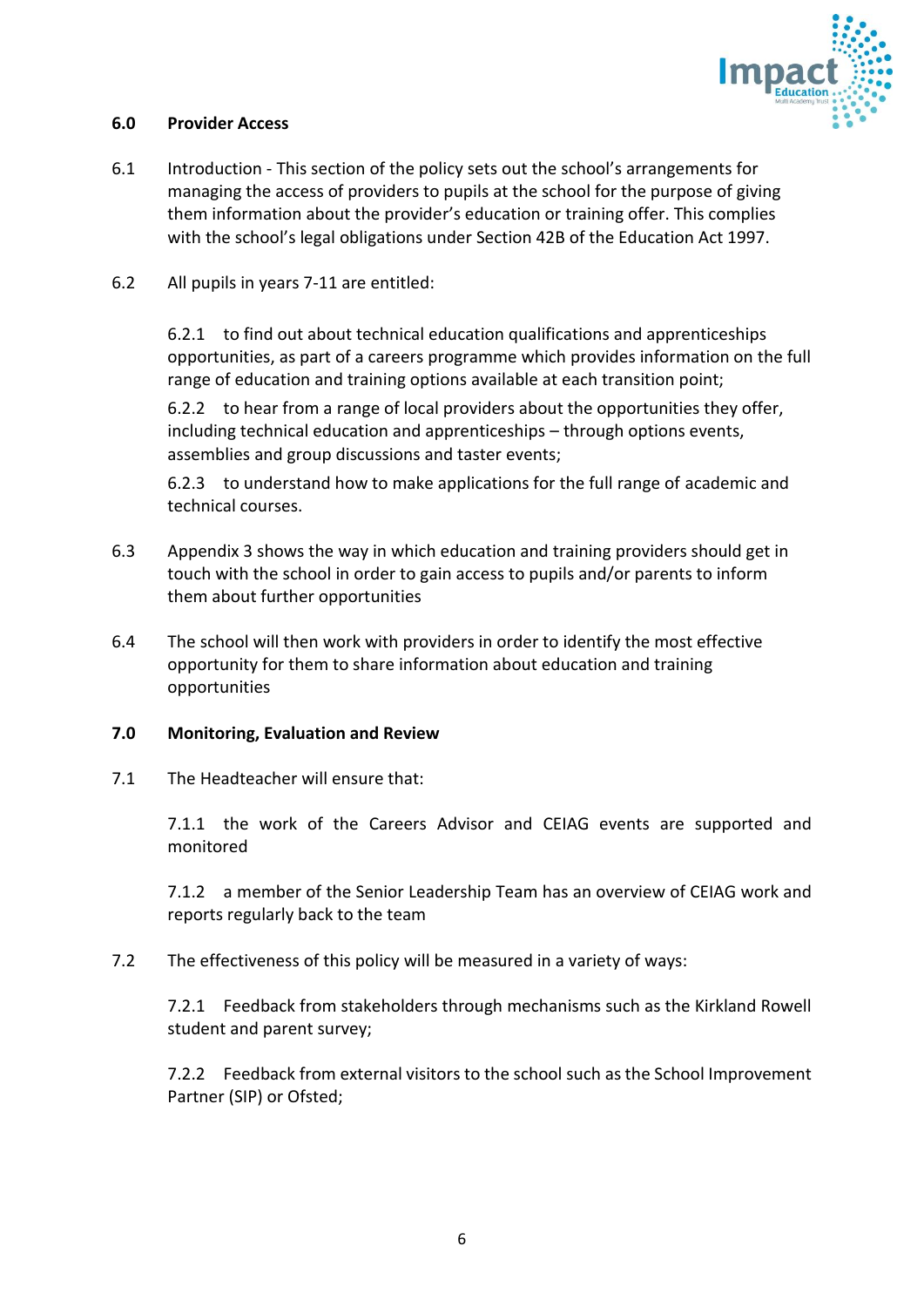## 6.0 Provider Access

6.1 Introduction - This section of the policy sets out the school's arrangements for managing the access of providers to pupils at the school for the purpose of giving them information about the provider's education or training offer. This complies with the school's legal obligations under Section 42B of the Education Act 1997.

6.2 All pupils in years 7-11 are entitled:

6.2.1 to find out about technical education qualifications and apprenticeships opportunities, as part of a careers programme which provides information on the full range of education and training options available at each transition point;

6.2.2 to hear from a range of local providers about the opportunities they offer, including technical education and apprenticeships – through options events, assemblies and group discussions and taster events;

6.2.3 to understand how to make applications for the full range of academic and technical courses.

6.3 Appendix 3 shows the way in which education and training providers should get in touch with the school in order to gain access to pupils and/or parents to inform them about further opportunities

6.4 The school will then work with providers in order to identify the most effective opportunity for them to share information about education and training opportunities

## 7.0 Monitoring, Evaluation and Review

7.1 The Headteacher will ensure that:

7.1.1 the work of the Careers Advisor and CEIAG events are supported and monitored

7.1.2 a member of the Senior Leadership Team has an overview of CEIAG work and reports regularly back to the team

7.2 The effectiveness of this policy will be measured in a variety of ways:

7.2.1 Feedback from stakeholders through mechanisms such as the Kirkland Rowell student and parent survey;

7.2.2 Feedback from external visitors to the school such as the School Improvement Partner (SIP) or Ofsted;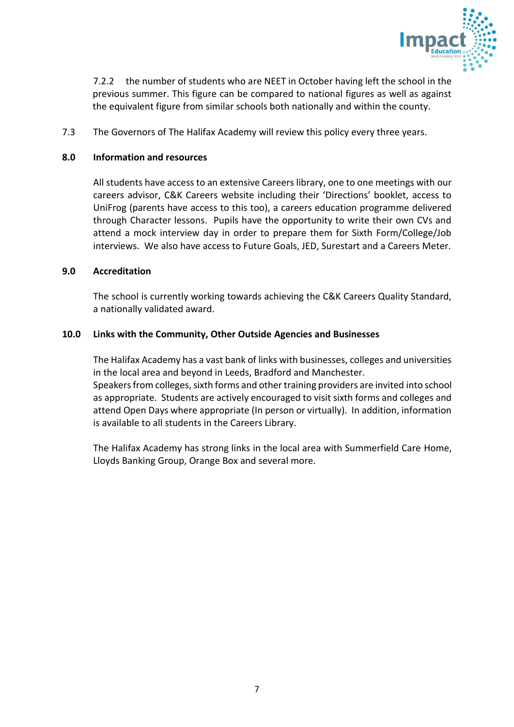7.2.2 the number of students who are NEET in October having left the school in the previous summer. This figure can be compared to national figures as well as against the equivalent figure from similar schools both nationally and within the county.

7.3 The Governors of The Halifax Academy will review this policy every three years.

## 8.0 Information and resources

All students have access to an extensive Careers library, one to one meetings with our careers advisor, C&K Careers website including their 'Directions' booklet, access to UniFrog (parents have access to this too), a careers education programme delivered through Character lessons. Pupils have the opportunity to write their own CVs and attend a mock interview day in order to prepare them for Sixth Form/College/Job interviews. We also have access to Future Goals, JED, Surestart and a Careers Meter.

## 9.0 Accreditation

The school is currently working towards achieving the C&K Careers Quality Standard, a nationally validated award.

## 10.0 Links with the Community, Other Outside Agencies and Businesses

The Halifax Academy has a vast bank of links with businesses, colleges and universities in the local area and beyond in Leeds, Bradford and Manchester.
Speakers from colleges, sixth forms and other training providers are invited into school as appropriate. Students are actively encouraged to visit sixth forms and colleges and attend Open Days where appropriate (In person or virtually). In addition, information is available to all students in the Careers Library.

The Halifax Academy has strong links in the local area with Summerfield Care Home, Lloyds Banking Group, Orange Box and several more.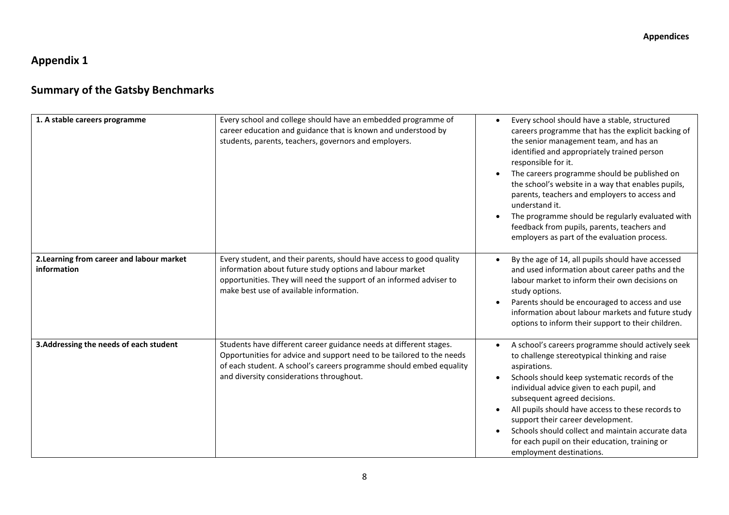## Appendix 1

## Summary of the Gatsby Benchmarks

| | | |
|---|---|---|
| **1. A stable careers programme** | Every school and college should have an embedded programme of career education and guidance that is known and understood by students, parents, teachers, governors and employers. | • Every school should have a stable, structured careers programme that has the explicit backing of the senior management team, and has an identified and appropriately trained person responsible for it.<br>• The careers programme should be published on the school's website in a way that enables pupils, parents, teachers and employers to access and understand it.<br>• The programme should be regularly evaluated with feedback from pupils, parents, teachers and employers as part of the evaluation process. |
| **2.Learning from career and labour market information** | Every student, and their parents, should have access to good quality information about future study options and labour market opportunities. They will need the support of an informed adviser to make best use of available information. | • By the age of 14, all pupils should have accessed and used information about career paths and the labour market to inform their own decisions on study options.<br>• Parents should be encouraged to access and use information about labour markets and future study options to inform their support to their children. |
| **3.Addressing the needs of each student** | Students have different career guidance needs at different stages. Opportunities for advice and support need to be tailored to the needs of each student. A school's careers programme should embed equality and diversity considerations throughout. | • A school's careers programme should actively seek to challenge stereotypical thinking and raise aspirations.<br>• Schools should keep systematic records of the individual advice given to each pupil, and subsequent agreed decisions.<br>• All pupils should have access to these records to support their career development.<br>• Schools should collect and maintain accurate data for each pupil on their education, training or employment destinations. |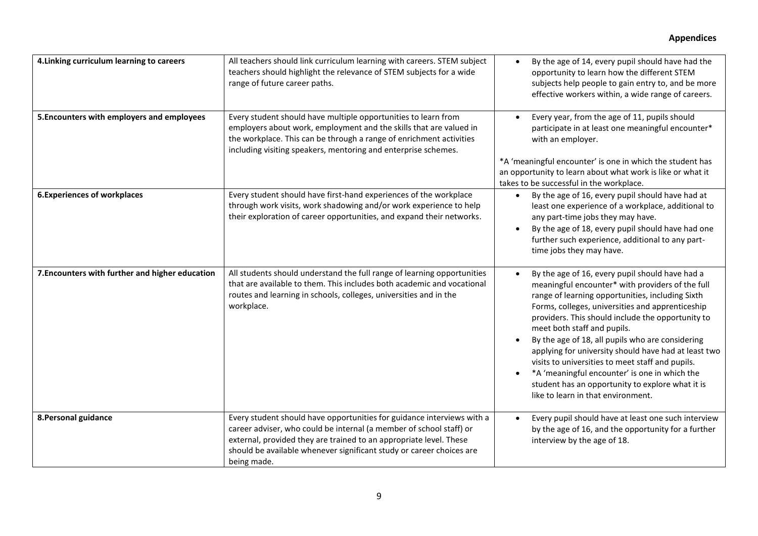## Appendices

| | | |
|---|---|---|
| **4.Linking curriculum learning to careers** | All teachers should link curriculum learning with careers. STEM subject teachers should highlight the relevance of STEM subjects for a wide range of future career paths. | • By the age of 14, every pupil should have had the opportunity to learn how the different STEM subjects help people to gain entry to, and be more effective workers within, a wide range of careers. |
| **5.Encounters with employers and employees** | Every student should have multiple opportunities to learn from employers about work, employment and the skills that are valued in the workplace. This can be through a range of enrichment activities including visiting speakers, mentoring and enterprise schemes. | • Every year, from the age of 11, pupils should participate in at least one meaningful encounter* with an employer.<br><br>*A 'meaningful encounter' is one in which the student has an opportunity to learn about what work is like or what it takes to be successful in the workplace. |
| **6.Experiences of workplaces** | Every student should have first-hand experiences of the workplace through work visits, work shadowing and/or work experience to help their exploration of career opportunities, and expand their networks. | • By the age of 16, every pupil should have had at least one experience of a workplace, additional to any part-time jobs they may have.<br>• By the age of 18, every pupil should have had one further such experience, additional to any part-time jobs they may have. |
| **7.Encounters with further and higher education** | All students should understand the full range of learning opportunities that are available to them. This includes both academic and vocational routes and learning in schools, colleges, universities and in the workplace. | • By the age of 16, every pupil should have had a meaningful encounter* with providers of the full range of learning opportunities, including Sixth Forms, colleges, universities and apprenticeship providers. This should include the opportunity to meet both staff and pupils.<br>• By the age of 18, all pupils who are considering applying for university should have had at least two visits to universities to meet staff and pupils.<br>• *A 'meaningful encounter' is one in which the student has an opportunity to explore what it is like to learn in that environment. |
| **8.Personal guidance** | Every student should have opportunities for guidance interviews with a career adviser, who could be internal (a member of school staff) or external, provided they are trained to an appropriate level. These should be available whenever significant study or career choices are being made. | • Every pupil should have at least one such interview by the age of 16, and the opportunity for a further interview by the age of 18. |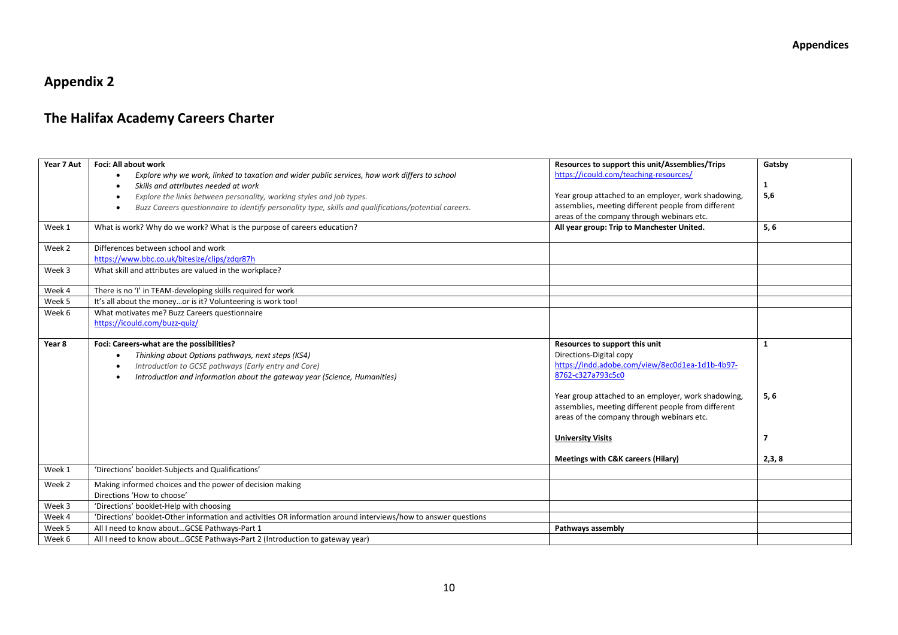## Appendix 2

## The Halifax Academy Careers Charter

| Year 7 Aut | **Foci: All about work**<br>• *Explore why we work, linked to taxation and wider public services, how work differs to school*<br>• *Skills and attributes needed at work*<br>• *Explore the links between personality, working styles and job types.*<br>• *Buzz Careers questionnaire to identify personality type, skills and qualifications/potential careers.* | **Resources to support this unit/Assemblies/Trips**<br>https://icould.com/teaching-resources/<br><br>Year group attached to an employer, work shadowing, assemblies, meeting different people from different areas of the company through webinars etc. | **Gatsby**<br><br>**1**<br>**5,6** |
|---|---|---|---|
| Week 1 | What is work? Why do we work? What is the purpose of careers education? | **All year group: Trip to Manchester United.** | **5, 6** |
| Week 2 | Differences between school and work<br>https://www.bbc.co.uk/bitesize/clips/zdqr87h | | |
| Week 3 | What skill and attributes are valued in the workplace? | | |
| Week 4 | There is no 'I' in TEAM-developing skills required for work | | |
| Week 5 | It's all about the money…or is it? Volunteering is work too! | | |
| Week 6 | What motivates me? Buzz Careers questionnaire<br>https://icould.com/buzz-quiz/ | | |
| **Year 8** | **Foci: Careers-what are the possibilities?**<br>• *Thinking about Options pathways, next steps (KS4)*<br>• *Introduction to GCSE pathways (Early entry and Core)*<br>• *Introduction and information about the gateway year (Science, Humanities)* | **Resources to support this unit**<br>Directions-Digital copy<br>https://indd.adobe.com/view/8ec0d1ea-1d1b-4b97-8762-c327a793c5c0<br><br>Year group attached to an employer, work shadowing, assemblies, meeting different people from different areas of the company through webinars etc.<br><br>**University Visits**<br><br>**Meetings with C&K careers (Hilary)** | **1**<br><br><br><br>**5, 6**<br><br><br>**7**<br><br>**2,3, 8** |
| Week 1 | 'Directions' booklet-Subjects and Qualifications' | | |
| Week 2 | Making informed choices and the power of decision making<br>Directions 'How to choose' | | |
| Week 3 | 'Directions' booklet-Help with choosing | | |
| Week 4 | 'Directions' booklet-Other information and activities OR information around interviews/how to answer questions | | |
| Week 5 | All I need to know about…GCSE Pathways-Part 1 | **Pathways assembly** | |
| Week 6 | All I need to know about…GCSE Pathways-Part 2 (Introduction to gateway year) | | |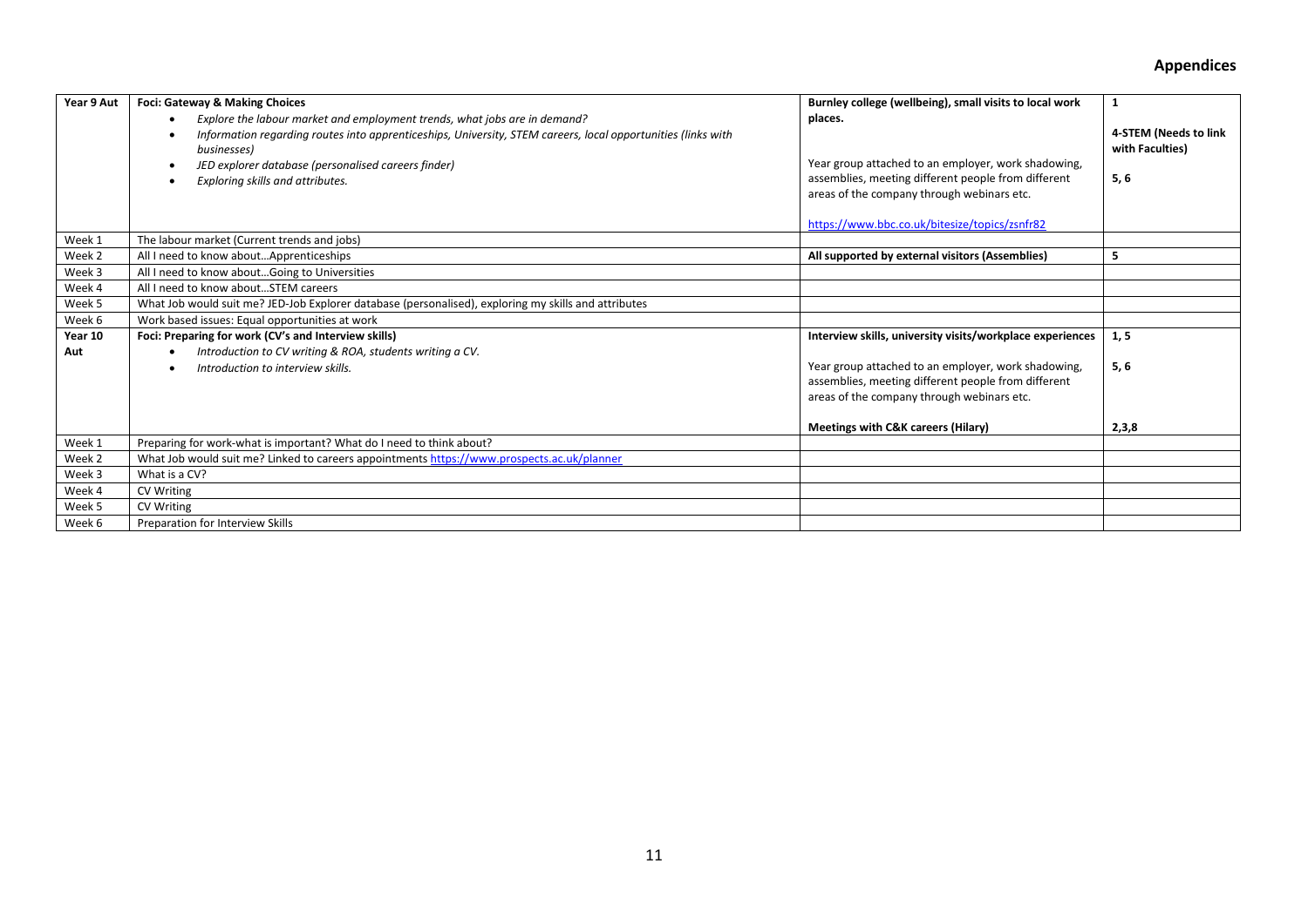## Appendices

| Year 9 Aut | **Foci: Gateway & Making Choices**<br>• *Explore the labour market and employment trends, what jobs are in demand?*<br>• *Information regarding routes into apprenticeships, University, STEM careers, local opportunities (links with businesses)*<br>• *JED explorer database (personalised careers finder)*<br>• *Exploring skills and attributes.* | **Burnley college (wellbeing), small visits to local work places.**<br><br>Year group attached to an employer, work shadowing, assemblies, meeting different people from different areas of the company through webinars etc.<br><br>https://www.bbc.co.uk/bitesize/topics/zsnfr82 | **1**<br><br>**4-STEM (Needs to link with Faculties)**<br><br>**5, 6** |
|---|---|---|---|
| Week 1 | The labour market (Current trends and jobs) | | |
| Week 2 | All I need to know about…Apprenticeships | **All supported by external visitors (Assemblies)** | **5** |
| Week 3 | All I need to know about…Going to Universities | | |
| Week 4 | All I need to know about…STEM careers | | |
| Week 5 | What Job would suit me? JED-Job Explorer database (personalised), exploring my skills and attributes | | |
| Week 6 | Work based issues: Equal opportunities at work | | |
| **Year 10 Aut** | **Foci: Preparing for work (CV's and Interview skills)**<br>• *Introduction to CV writing & ROA, students writing a CV.*<br>• *Introduction to interview skills.* | **Interview skills, university visits/workplace experiences**<br><br>Year group attached to an employer, work shadowing, assemblies, meeting different people from different areas of the company through webinars etc.<br><br>**Meetings with C&K careers (Hilary)** | **1, 5**<br><br>**5, 6**<br><br>**2,3,8** |
| Week 1 | Preparing for work-what is important? What do I need to think about? | | |
| Week 2 | What Job would suit me? Linked to careers appointments https://www.prospects.ac.uk/planner | | |
| Week 3 | What is a CV? | | |
| Week 4 | CV Writing | | |
| Week 5 | CV Writing | | |
| Week 6 | Preparation for Interview Skills | | |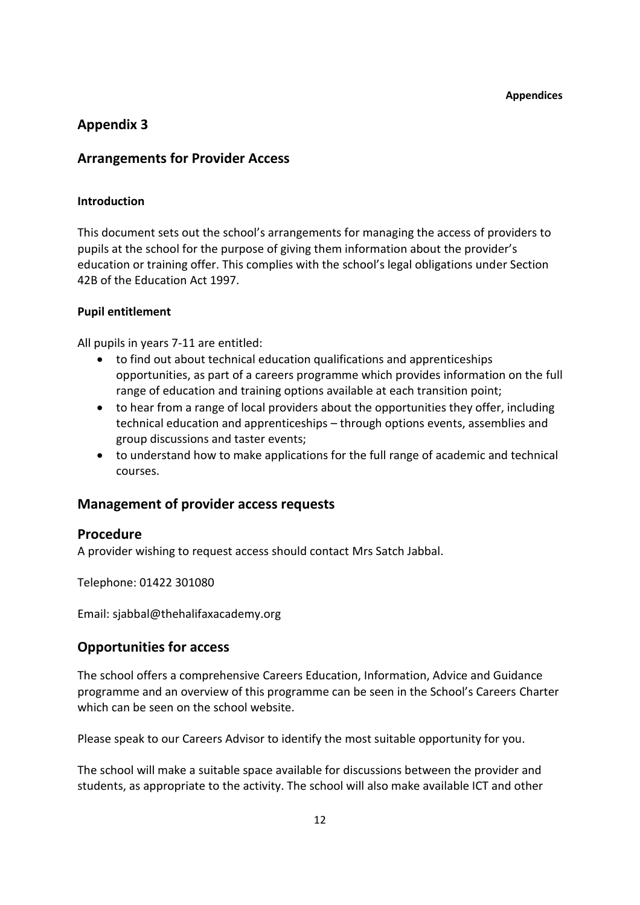# Appendix 3

## Arrangements for Provider Access

### Introduction

This document sets out the school's arrangements for managing the access of providers to pupils at the school for the purpose of giving them information about the provider's education or training offer. This complies with the school's legal obligations under Section 42B of the Education Act 1997.

### Pupil entitlement

All pupils in years 7-11 are entitled:

- to find out about technical education qualifications and apprenticeships opportunities, as part of a careers programme which provides information on the full range of education and training options available at each transition point;
- to hear from a range of local providers about the opportunities they offer, including technical education and apprenticeships – through options events, assemblies and group discussions and taster events;
- to understand how to make applications for the full range of academic and technical courses.

## Management of provider access requests

## Procedure

A provider wishing to request access should contact Mrs Satch Jabbal.

Telephone: 01422 301080

Email: sjabbal@thehalifaxacademy.org

## Opportunities for access

The school offers a comprehensive Careers Education, Information, Advice and Guidance programme and an overview of this programme can be seen in the School's Careers Charter which can be seen on the school website.

Please speak to our Careers Advisor to identify the most suitable opportunity for you.

The school will make a suitable space available for discussions between the provider and students, as appropriate to the activity. The school will also make available ICT and other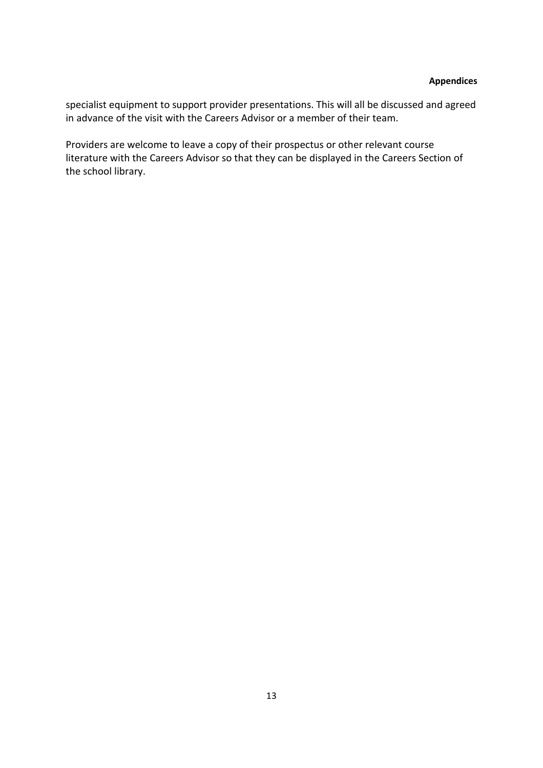specialist equipment to support provider presentations. This will all be discussed and agreed in advance of the visit with the Careers Advisor or a member of their team.

Providers are welcome to leave a copy of their prospectus or other relevant course literature with the Careers Advisor so that they can be displayed in the Careers Section of the school library.